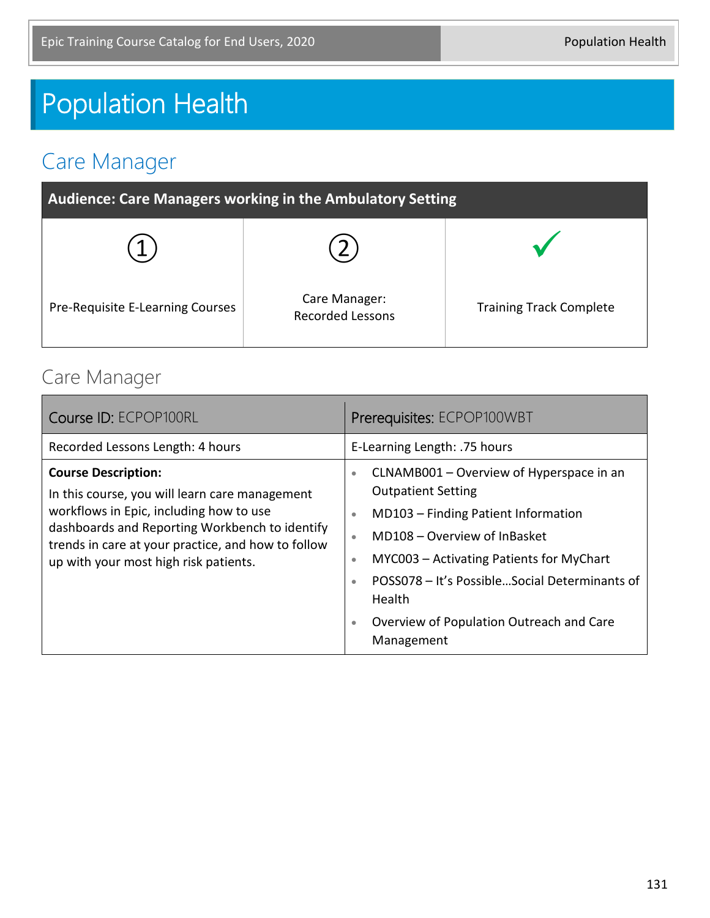# Population Health

## Care Manager

| Audience: Care Managers working in the Ambulatory Setting | | |
|---|---|---|
| ① | ② | ✓ |
| Pre-Requisite E-Learning Courses | Care Manager: Recorded Lessons | Training Track Complete |

### Care Manager

| Course ID: ECPOP100RL | Prerequisites: ECPOP100WBT |
|---|---|
| Recorded Lessons Length: 4 hours | E-Learning Length: .75 hours |
| **Course Description:**<br>In this course, you will learn care management workflows in Epic, including how to use dashboards and Reporting Workbench to identify trends in care at your practice, and how to follow up with your most high risk patients. | • CLNAMB001 – Overview of Hyperspace in an Outpatient Setting<br>• MD103 – Finding Patient Information<br>• MD108 – Overview of InBasket<br>• MYC003 – Activating Patients for MyChart<br>• POSS078 – It's Possible…Social Determinants of Health<br>• Overview of Population Outreach and Care Management |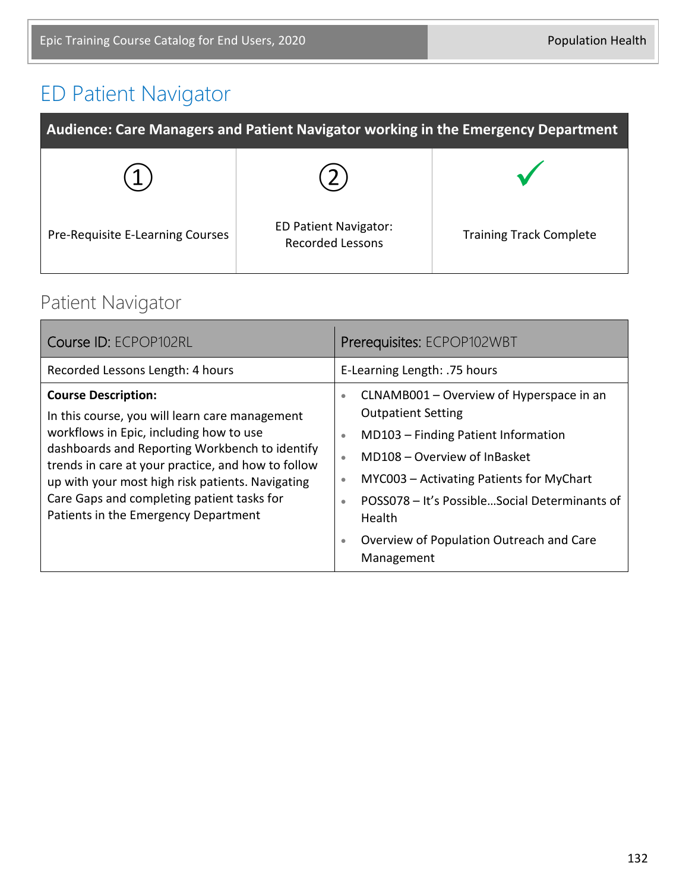# ED Patient Navigator

| Audience: Care Managers and Patient Navigator working in the Emergency Department | | |
|---|---|---|
| ① Pre-Requisite E-Learning Courses | ② ED Patient Navigator: Recorded Lessons | ✓ Training Track Complete |

## Patient Navigator

| Course ID: ECPOP102RL | Prerequisites: ECPOP102WBT |
|---|---|
| Recorded Lessons Length: 4 hours | E-Learning Length: .75 hours |
| **Course Description:** In this course, you will learn care management workflows in Epic, including how to use dashboards and Reporting Workbench to identify trends in care at your practice, and how to follow up with your most high risk patients. Navigating Care Gaps and completing patient tasks for Patients in the Emergency Department | • CLNAMB001 – Overview of Hyperspace in an Outpatient Setting<br>• MD103 – Finding Patient Information<br>• MD108 – Overview of InBasket<br>• MYC003 – Activating Patients for MyChart<br>• POSS078 – It's Possible…Social Determinants of Health<br>• Overview of Population Outreach and Care Management |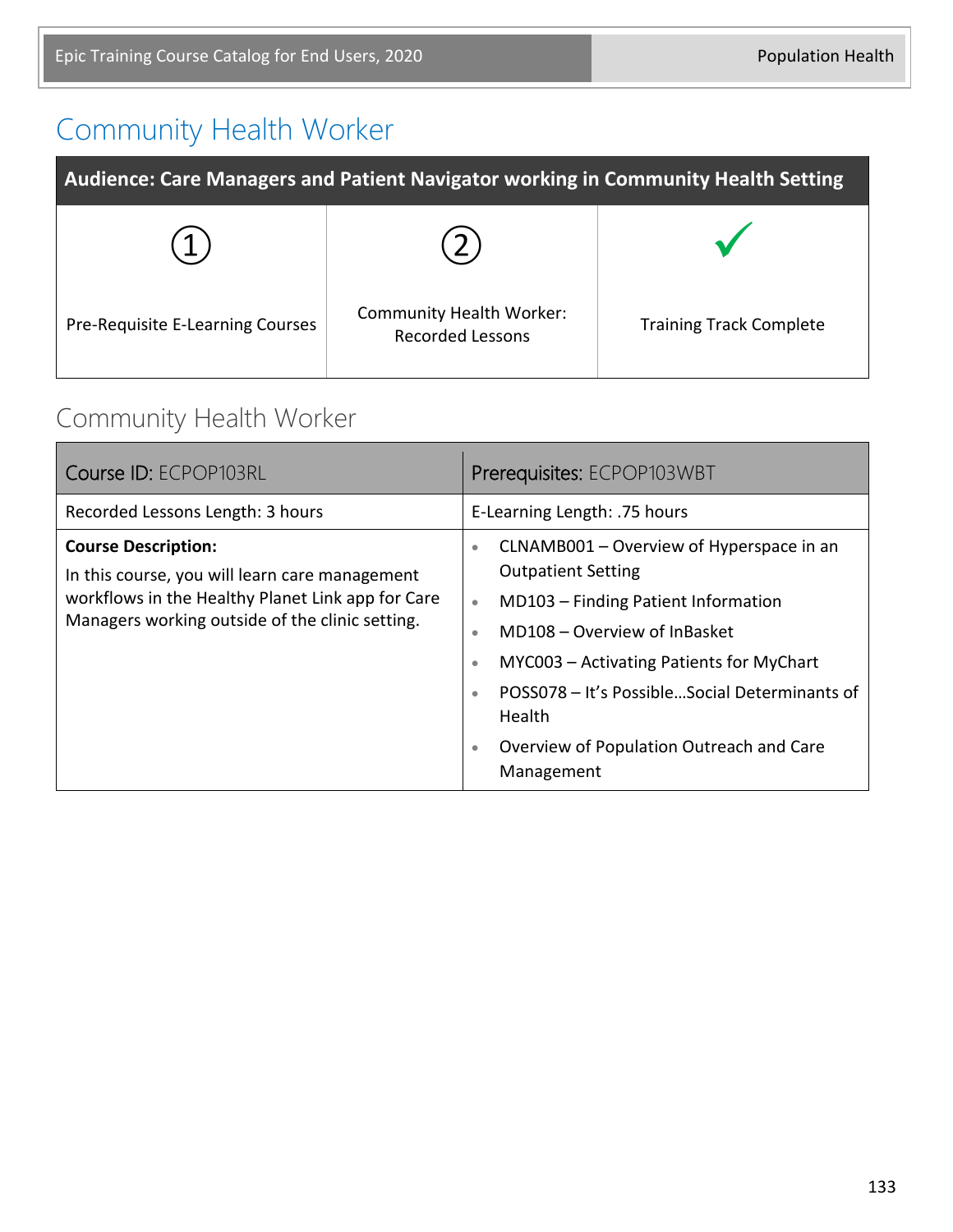# Community Health Worker

| Audience: Care Managers and Patient Navigator working in Community Health Setting | | |
|---|---|---|
| ① | ② | ✓ |
| Pre-Requisite E-Learning Courses | Community Health Worker: Recorded Lessons | Training Track Complete |

## Community Health Worker

| Course ID: ECPOP103RL | Prerequisites: ECPOP103WBT |
|---|---|
| Recorded Lessons Length: 3 hours | E-Learning Length: .75 hours |
| **Course Description:**<br>In this course, you will learn care management workflows in the Healthy Planet Link app for Care Managers working outside of the clinic setting. | • CLNAMB001 – Overview of Hyperspace in an Outpatient Setting<br>• MD103 – Finding Patient Information<br>• MD108 – Overview of InBasket<br>• MYC003 – Activating Patients for MyChart<br>• POSS078 – It's Possible…Social Determinants of Health<br>• Overview of Population Outreach and Care Management |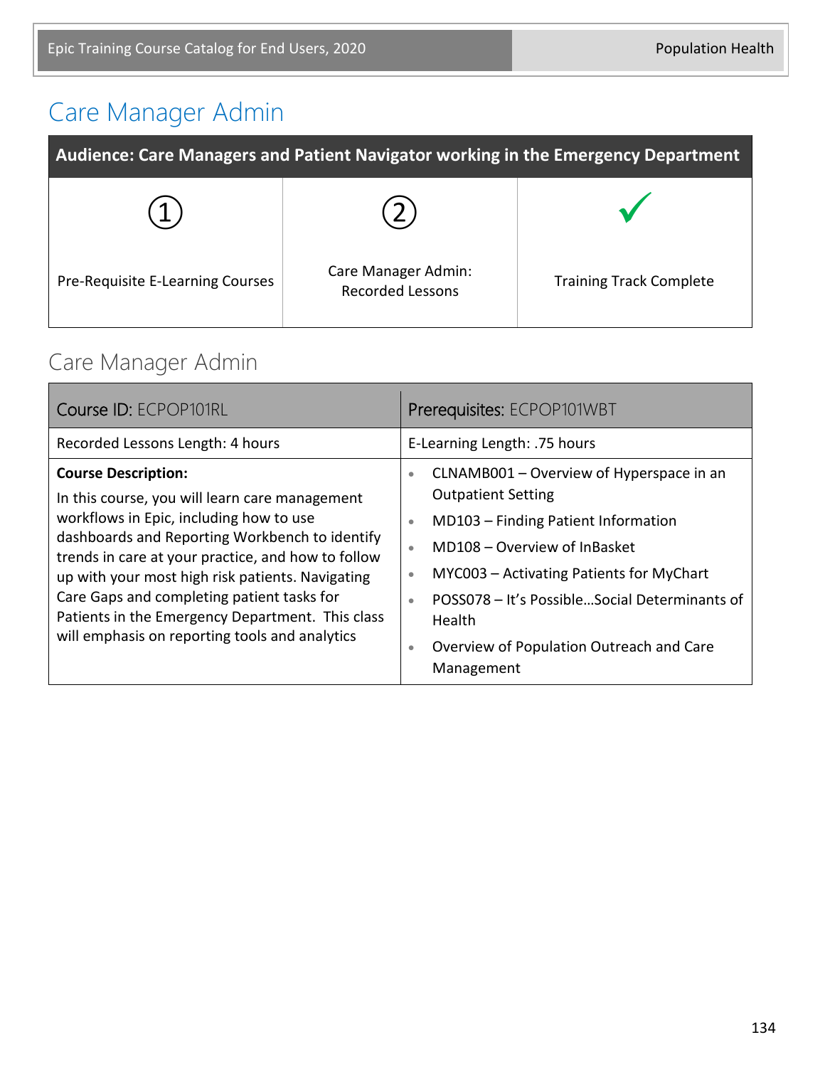# Care Manager Admin

| Audience: Care Managers and Patient Navigator working in the Emergency Department | | |
|---|---|---|
| ① | ② | ✓ |
| Pre-Requisite E-Learning Courses | Care Manager Admin: Recorded Lessons | Training Track Complete |

## Care Manager Admin

| Course ID: ECPOP101RL | Prerequisites: ECPOP101WBT |
|---|---|
| Recorded Lessons Length: 4 hours | E-Learning Length: .75 hours |
| **Course Description:** In this course, you will learn care management workflows in Epic, including how to use dashboards and Reporting Workbench to identify trends in care at your practice, and how to follow up with your most high risk patients. Navigating Care Gaps and completing patient tasks for Patients in the Emergency Department. This class will emphasis on reporting tools and analytics | • CLNAMB001 – Overview of Hyperspace in an Outpatient Setting<br>• MD103 – Finding Patient Information<br>• MD108 – Overview of InBasket<br>• MYC003 – Activating Patients for MyChart<br>• POSS078 – It's Possible…Social Determinants of Health<br>• Overview of Population Outreach and Care Management |